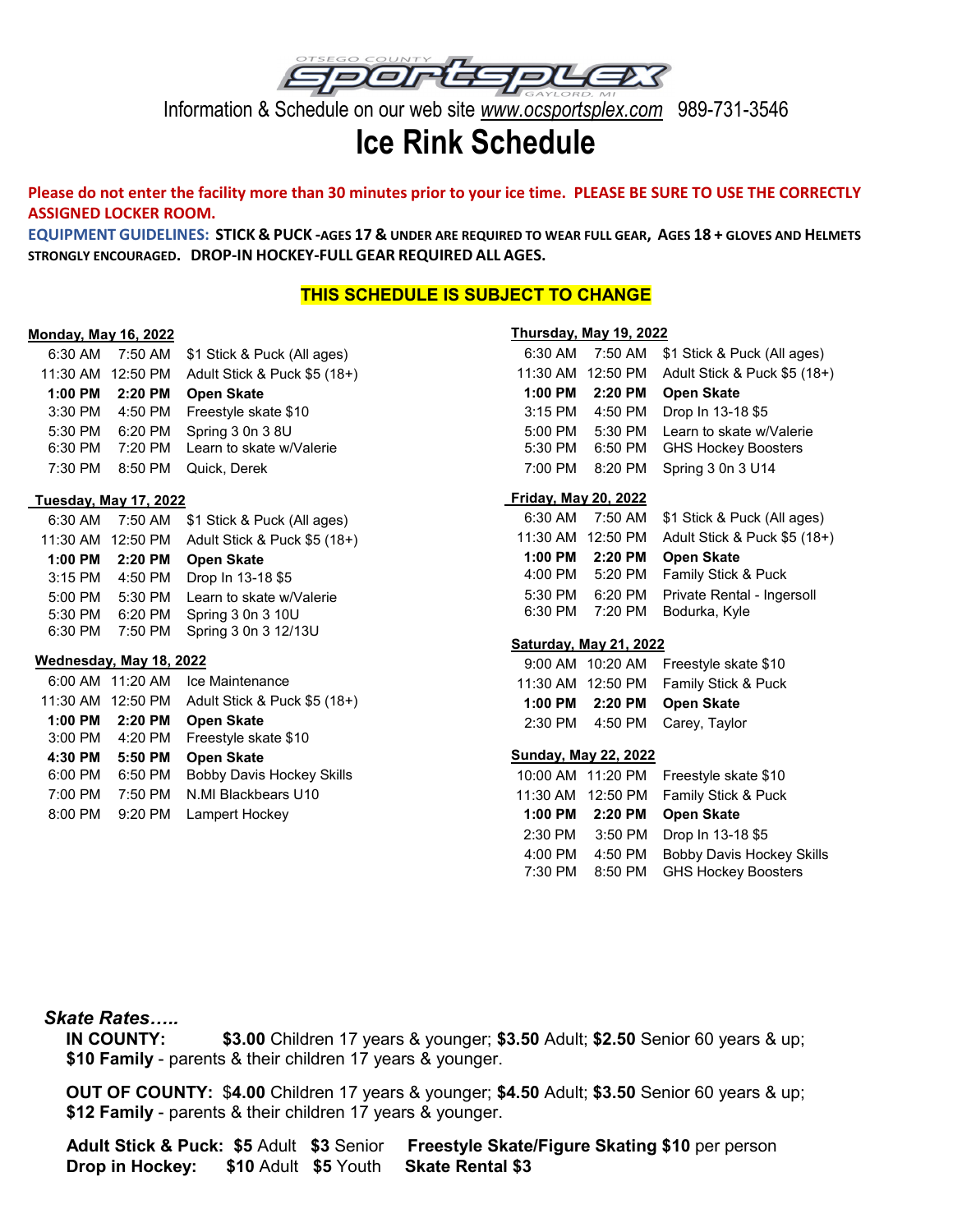OTSEGO COUNTY SPORTSPLEX GAYLORD, MI

Information & Schedule on our web site *www.ocsportsplex.com* 989-731-3546

# Ice Rink Schedule

**Please do not enter the facility more than 30 minutes prior to your ice time. PLEASE BE SURE TO USE THE CORRECTLY ASSIGNED LOCKER ROOM.**

**EQUIPMENT GUIDELINES: STICK & PUCK -AGES 17 & UNDER ARE REQUIRED TO WEAR FULL GEAR, AGES 18 + GLOVES AND HELMETS STRONGLY ENCOURAGED. DROP-IN HOCKEY-FULL GEAR REQUIRED ALL AGES.**

**THIS SCHEDULE IS SUBJECT TO CHANGE**

**Monday, May 16, 2022**

| Start | End | Event |
|---|---|---|
| 6:30 AM | 7:50 AM | $1 Stick & Puck (All ages) |
| 11:30 AM | 12:50 PM | Adult Stick & Puck $5 (18+) |
| **1:00 PM** | **2:20 PM** | **Open Skate** |
| 3:30 PM | 4:50 PM | Freestyle skate $10 |
| 5:30 PM | 6:20 PM | Spring 3 0n 3 8U |
| 6:30 PM | 7:20 PM | Learn to skate w/Valerie |
| 7:30 PM | 8:50 PM | Quick, Derek |

**Tuesday, May 17, 2022**

| Start | End | Event |
|---|---|---|
| 6:30 AM | 7:50 AM | $1 Stick & Puck (All ages) |
| 11:30 AM | 12:50 PM | Adult Stick & Puck $5 (18+) |
| **1:00 PM** | **2:20 PM** | **Open Skate** |
| 3:15 PM | 4:50 PM | Drop In 13-18 $5 |
| 5:00 PM | 5:30 PM | Learn to skate w/Valerie |
| 5:30 PM | 6:20 PM | Spring 3 0n 3 10U |
| 6:30 PM | 7:50 PM | Spring 3 0n 3 12/13U |

**Wednesday, May 18, 2022**

| Start | End | Event |
|---|---|---|
| 6:00 AM | 11:20 AM | Ice Maintenance |
| 11:30 AM | 12:50 PM | Adult Stick & Puck $5 (18+) |
| **1:00 PM** | **2:20 PM** | **Open Skate** |
| 3:00 PM | 4:20 PM | Freestyle skate $10 |
| **4:30 PM** | **5:50 PM** | **Open Skate** |
| 6:00 PM | 6:50 PM | Bobby Davis Hockey Skills |
| 7:00 PM | 7:50 PM | N.MI Blackbears U10 |
| 8:00 PM | 9:20 PM | Lampert Hockey |

**Thursday, May 19, 2022**

| Start | End | Event |
|---|---|---|
| 6:30 AM | 7:50 AM | $1 Stick & Puck (All ages) |
| 11:30 AM | 12:50 PM | Adult Stick & Puck $5 (18+) |
| **1:00 PM** | **2:20 PM** | **Open Skate** |
| 3:15 PM | 4:50 PM | Drop In 13-18 $5 |
| 5:00 PM | 5:30 PM | Learn to skate w/Valerie |
| 5:30 PM | 6:50 PM | GHS Hockey Boosters |
| 7:00 PM | 8:20 PM | Spring 3 0n 3 U14 |

**Friday, May 20, 2022**

| Start | End | Event |
|---|---|---|
| 6:30 AM | 7:50 AM | $1 Stick & Puck (All ages) |
| 11:30 AM | 12:50 PM | Adult Stick & Puck $5 (18+) |
| **1:00 PM** | **2:20 PM** | **Open Skate** |
| 4:00 PM | 5:20 PM | Family Stick & Puck |
| 5:30 PM | 6:20 PM | Private Rental - Ingersoll |
| 6:30 PM | 7:20 PM | Bodurka, Kyle |

**Saturday, May 21, 2022**

| Start | End | Event |
|---|---|---|
| 9:00 AM | 10:20 AM | Freestyle skate $10 |
| 11:30 AM | 12:50 PM | Family Stick & Puck |
| **1:00 PM** | **2:20 PM** | **Open Skate** |
| 2:30 PM | 4:50 PM | Carey, Taylor |

**Sunday, May 22, 2022**

| Start | End | Event |
|---|---|---|
| 10:00 AM | 11:20 PM | Freestyle skate $10 |
| 11:30 AM | 12:50 PM | Family Stick & Puck |
| **1:00 PM** | **2:20 PM** | **Open Skate** |
| 2:30 PM | 3:50 PM | Drop In 13-18 $5 |
| 4:00 PM | 4:50 PM | Bobby Davis Hockey Skills |
| 7:30 PM | 8:50 PM | GHS Hockey Boosters |

***Skate Rates…..***

**IN COUNTY:** **$3.00** Children 17 years & younger; **$3.50** Adult; **$2.50** Senior 60 years & up; **$10 Family** - parents & their children 17 years & younger.

**OUT OF COUNTY:** $**4.00** Children 17 years & younger; **$4.50** Adult; **$3.50** Senior 60 years & up; **$12 Family** - parents & their children 17 years & younger.

**Adult Stick & Puck:** **$5** Adult **$3** Senior **Freestyle Skate/Figure Skating $10** per person

**Drop in Hockey:** **$10** Adult **$5** Youth **Skate Rental $3**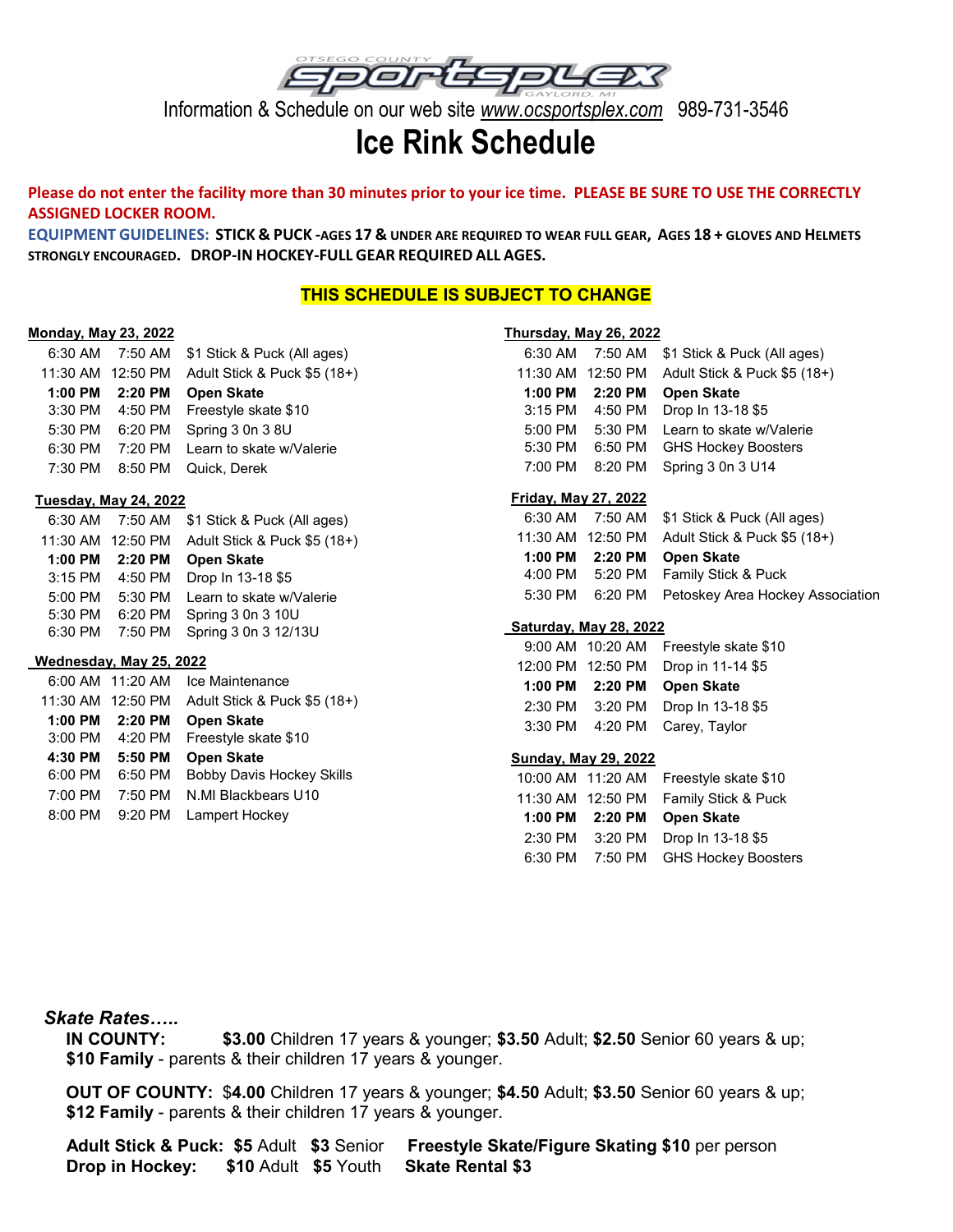Information & Schedule on our web site www.ocsportsplex.com 989-731-3546

# Ice Rink Schedule

**Please do not enter the facility more than 30 minutes prior to your ice time. PLEASE BE SURE TO USE THE CORRECTLY ASSIGNED LOCKER ROOM.**

**EQUIPMENT GUIDELINES: STICK & PUCK -AGES 17 & UNDER ARE REQUIRED TO WEAR FULL GEAR, AGES 18 + GLOVES AND HELMETS STRONGLY ENCOURAGED. DROP-IN HOCKEY-FULL GEAR REQUIRED ALL AGES.**

**THIS SCHEDULE IS SUBJECT TO CHANGE**

**Monday, May 23, 2022**

| | | |
|---|---|---|
| 6:30 AM | 7:50 AM | $1 Stick & Puck (All ages) |
| 11:30 AM | 12:50 PM | Adult Stick & Puck $5 (18+) |
| **1:00 PM** | **2:20 PM** | **Open Skate** |
| 3:30 PM | 4:50 PM | Freestyle skate $10 |
| 5:30 PM | 6:20 PM | Spring 3 0n 3 8U |
| 6:30 PM | 7:20 PM | Learn to skate w/Valerie |
| 7:30 PM | 8:50 PM | Quick, Derek |

**Tuesday, May 24, 2022**

| | | |
|---|---|---|
| 6:30 AM | 7:50 AM | $1 Stick & Puck (All ages) |
| 11:30 AM | 12:50 PM | Adult Stick & Puck $5 (18+) |
| **1:00 PM** | **2:20 PM** | **Open Skate** |
| 3:15 PM | 4:50 PM | Drop In 13-18 $5 |
| 5:00 PM | 5:30 PM | Learn to skate w/Valerie |
| 5:30 PM | 6:20 PM | Spring 3 0n 3 10U |
| 6:30 PM | 7:50 PM | Spring 3 0n 3 12/13U |

**Wednesday, May 25, 2022**

| | | |
|---|---|---|
| 6:00 AM | 11:20 AM | Ice Maintenance |
| 11:30 AM | 12:50 PM | Adult Stick & Puck $5 (18+) |
| **1:00 PM** | **2:20 PM** | **Open Skate** |
| 3:00 PM | 4:20 PM | Freestyle skate $10 |
| **4:30 PM** | **5:50 PM** | **Open Skate** |
| 6:00 PM | 6:50 PM | Bobby Davis Hockey Skills |
| 7:00 PM | 7:50 PM | N.MI Blackbears U10 |
| 8:00 PM | 9:20 PM | Lampert Hockey |

**Thursday, May 26, 2022**

| | | |
|---|---|---|
| 6:30 AM | 7:50 AM | $1 Stick & Puck (All ages) |
| 11:30 AM | 12:50 PM | Adult Stick & Puck $5 (18+) |
| **1:00 PM** | **2:20 PM** | **Open Skate** |
| 3:15 PM | 4:50 PM | Drop In 13-18 $5 |
| 5:00 PM | 5:30 PM | Learn to skate w/Valerie |
| 5:30 PM | 6:50 PM | GHS Hockey Boosters |
| 7:00 PM | 8:20 PM | Spring 3 0n 3 U14 |

**Friday, May 27, 2022**

| | | |
|---|---|---|
| 6:30 AM | 7:50 AM | $1 Stick & Puck (All ages) |
| 11:30 AM | 12:50 PM | Adult Stick & Puck $5 (18+) |
| **1:00 PM** | **2:20 PM** | **Open Skate** |
| 4:00 PM | 5:20 PM | Family Stick & Puck |
| 5:30 PM | 6:20 PM | Petoskey Area Hockey Association |

**Saturday, May 28, 2022**

| | | |
|---|---|---|
| 9:00 AM | 10:20 AM | Freestyle skate $10 |
| 12:00 PM | 12:50 PM | Drop in 11-14 $5 |
| **1:00 PM** | **2:20 PM** | **Open Skate** |
| 2:30 PM | 3:20 PM | Drop In 13-18 $5 |
| 3:30 PM | 4:20 PM | Carey, Taylor |

**Sunday, May 29, 2022**

| | | |
|---|---|---|
| 10:00 AM | 11:20 AM | Freestyle skate $10 |
| 11:30 AM | 12:50 PM | Family Stick & Puck |
| **1:00 PM** | **2:20 PM** | **Open Skate** |
| 2:30 PM | 3:20 PM | Drop In 13-18 $5 |
| 6:30 PM | 7:50 PM | GHS Hockey Boosters |

***Skate Rates…..***

**IN COUNTY:** **$3.00** Children 17 years & younger; **$3.50** Adult; **$2.50** Senior 60 years & up; **$10 Family** - parents & their children 17 years & younger.

**OUT OF COUNTY:** $**4.00** Children 17 years & younger; **$4.50** Adult; **$3.50** Senior 60 years & up; **$12 Family** - parents & their children 17 years & younger.

**Adult Stick & Puck:** **$5** Adult **$3** Senior **Freestyle Skate/Figure Skating $10** per person
**Drop in Hockey:** **$10** Adult **$5** Youth **Skate Rental $3**